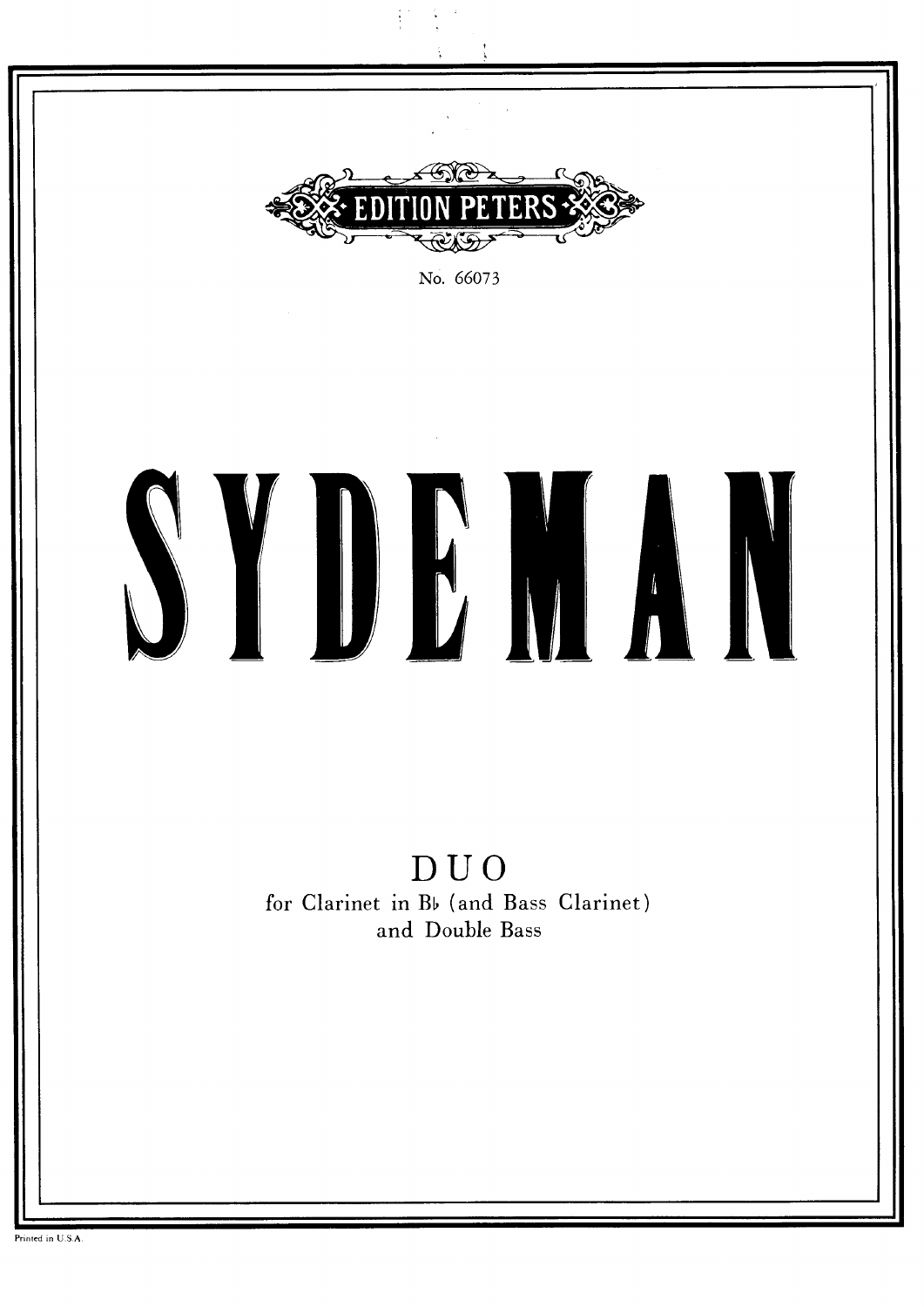EDITION PETERS

No. 66073

# SYDEMAN

## DUO

for Clarinet in B♭ (and Bass Clarinet)
and Double Bass

Printed in U.S.A.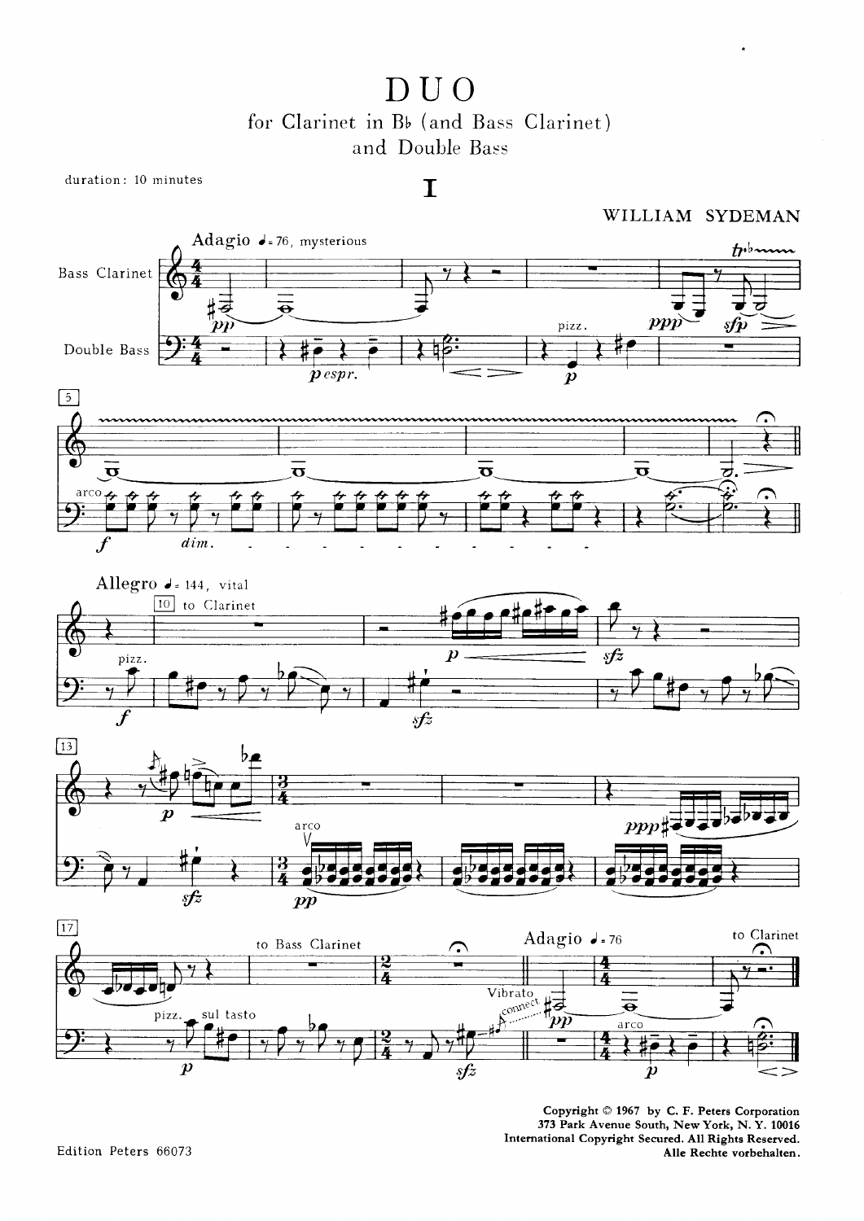# DUO

## for Clarinet in B♭ (and Bass Clarinet) and Double Bass

duration: 10 minutes

# I

WILLIAM SYDEMAN

Copyright © 1967 by C. F. Peters Corporation
373 Park Avenue South, New York, N. Y. 10016
International Copyright Secured. All Rights Reserved.
Alle Rechte vorbehalten.

Edition Peters 66073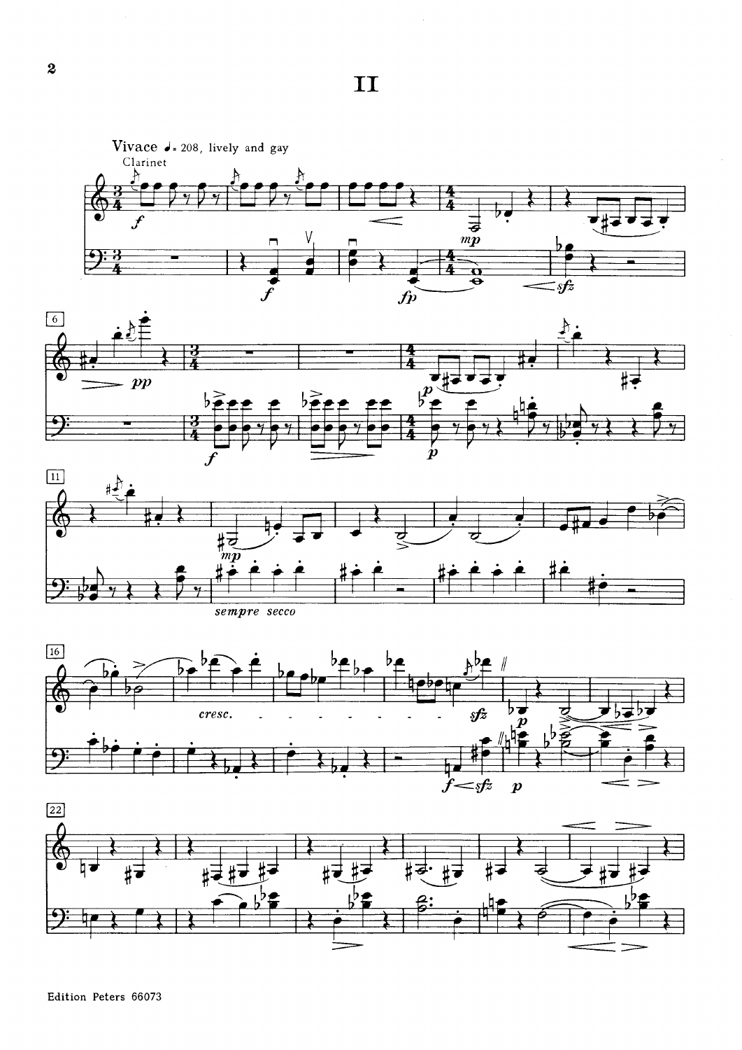# II

Vivace ♩. = 208, lively and gay

Clarinet

*sempre secco*

*cresc.*

Edition Peters 66073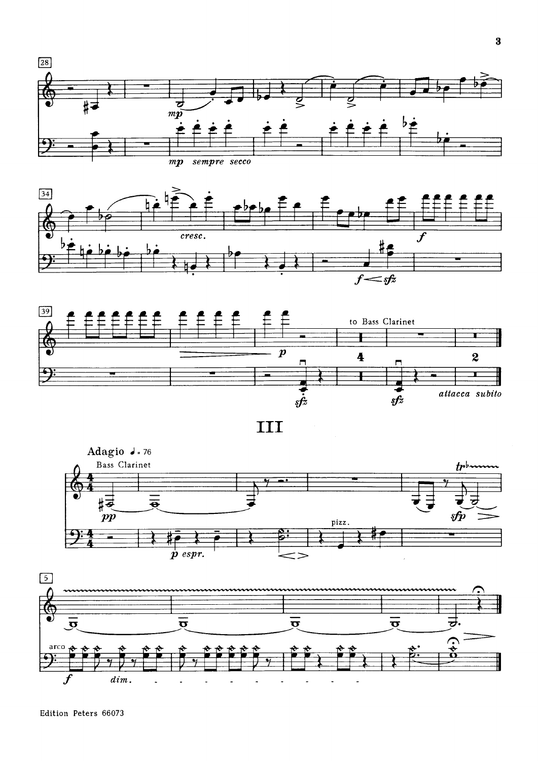# III

Adagio ♩ = 76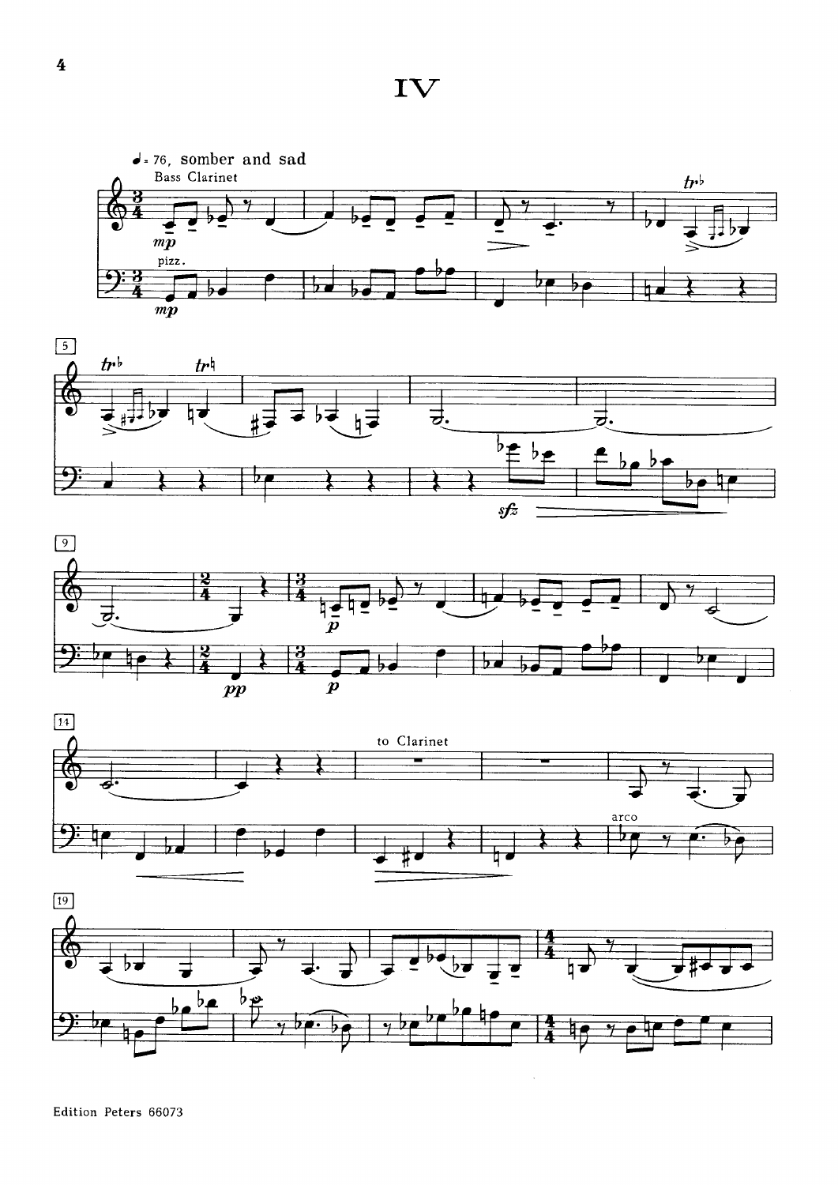# IV

♩= 76, somber and sad

Bass Clarinet

*mp*

pizz.

*mp*

tr♭

tr♭ tr♮

*sfz*

*p*

*pp* *p*

to Clarinet

arco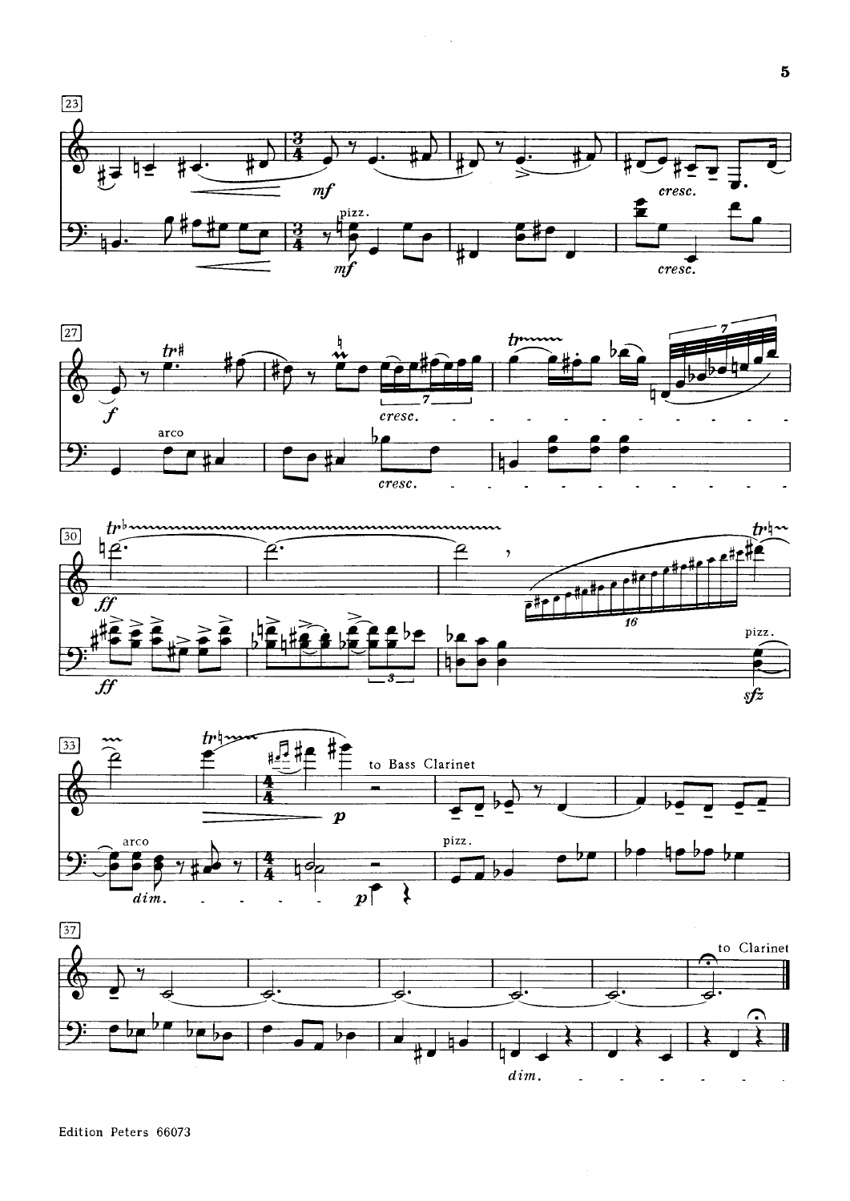23

*mf* *cresc.*

pizz.

27

arco

*f* *cresc.*

30

*ff*

pizz.

*sfz*

33

arco

*dim.* *p*

to Bass Clarinet

pizz.

37

to Clarinet

*dim.*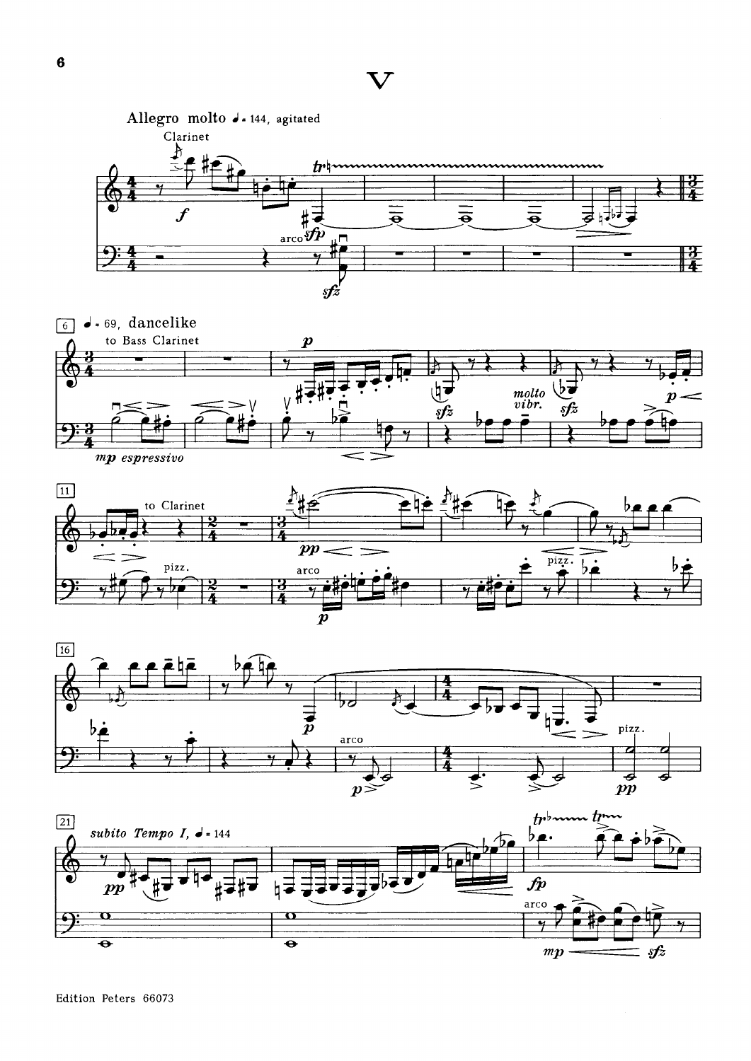# V

Allegro molto ♩ = 144, agitated

Clarinet

*f* arco *sfp* *sfz*

6 ♩ = 69, dancelike

to Bass Clarinet

*p* *sfz* *molto vibr.* *sfz* *p*

*mp espressivo*

11 to Clarinet

pizz. *pp* arco *p* pizz.

16

*p* arco *p* pizz. *pp*

21 *subito Tempo I*, ♩ = 144

*pp* *fp* arco *mp* *sfz*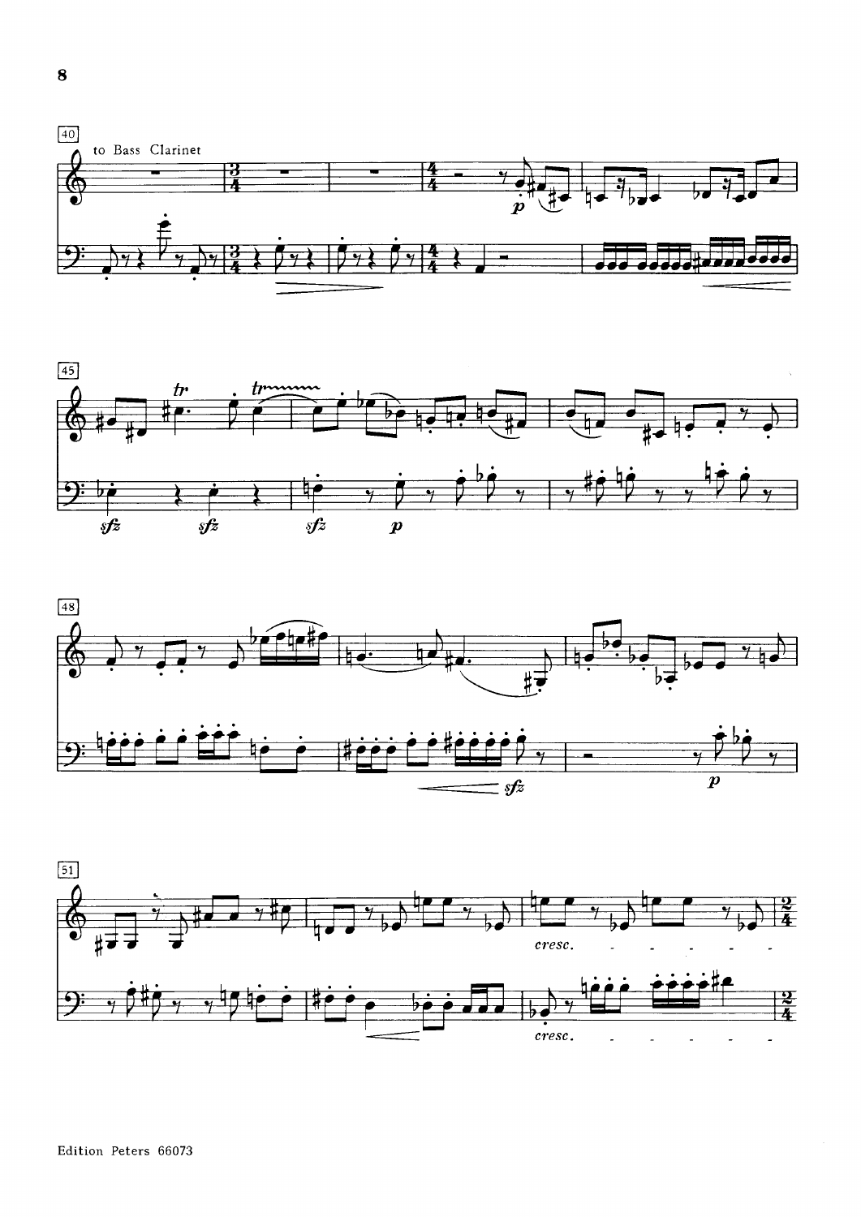to Bass Clarinet